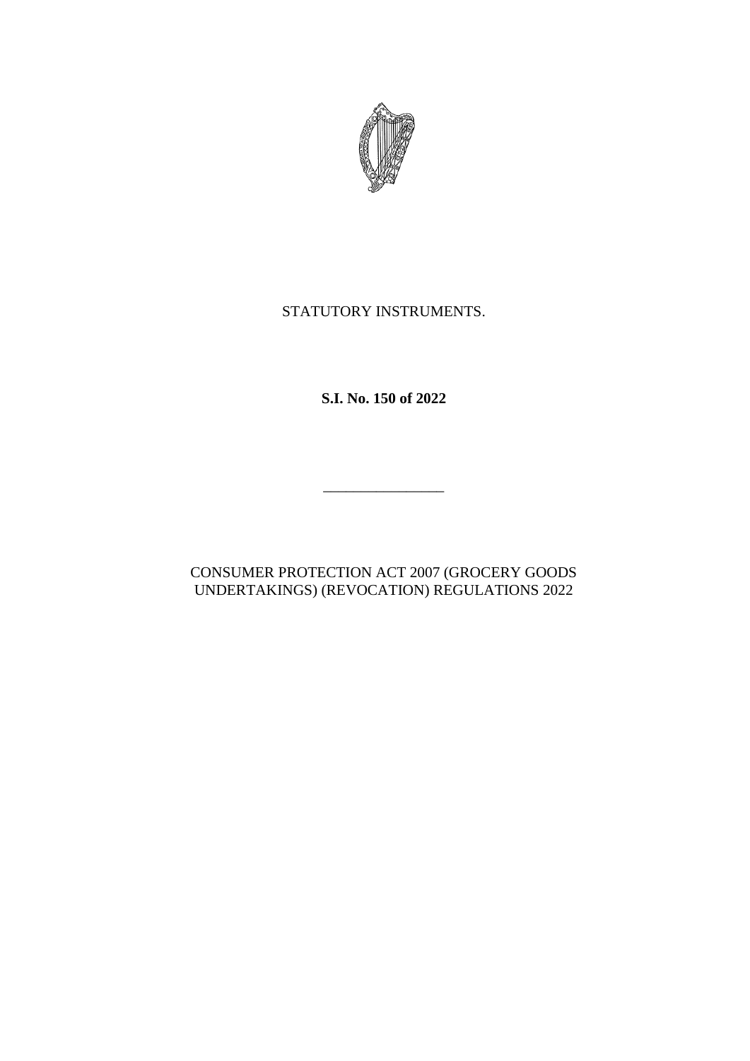STATUTORY INSTRUMENTS.

**S.I. No. 150 of 2022**

---

CONSUMER PROTECTION ACT 2007 (GROCERY GOODS UNDERTAKINGS) (REVOCATION) REGULATIONS 2022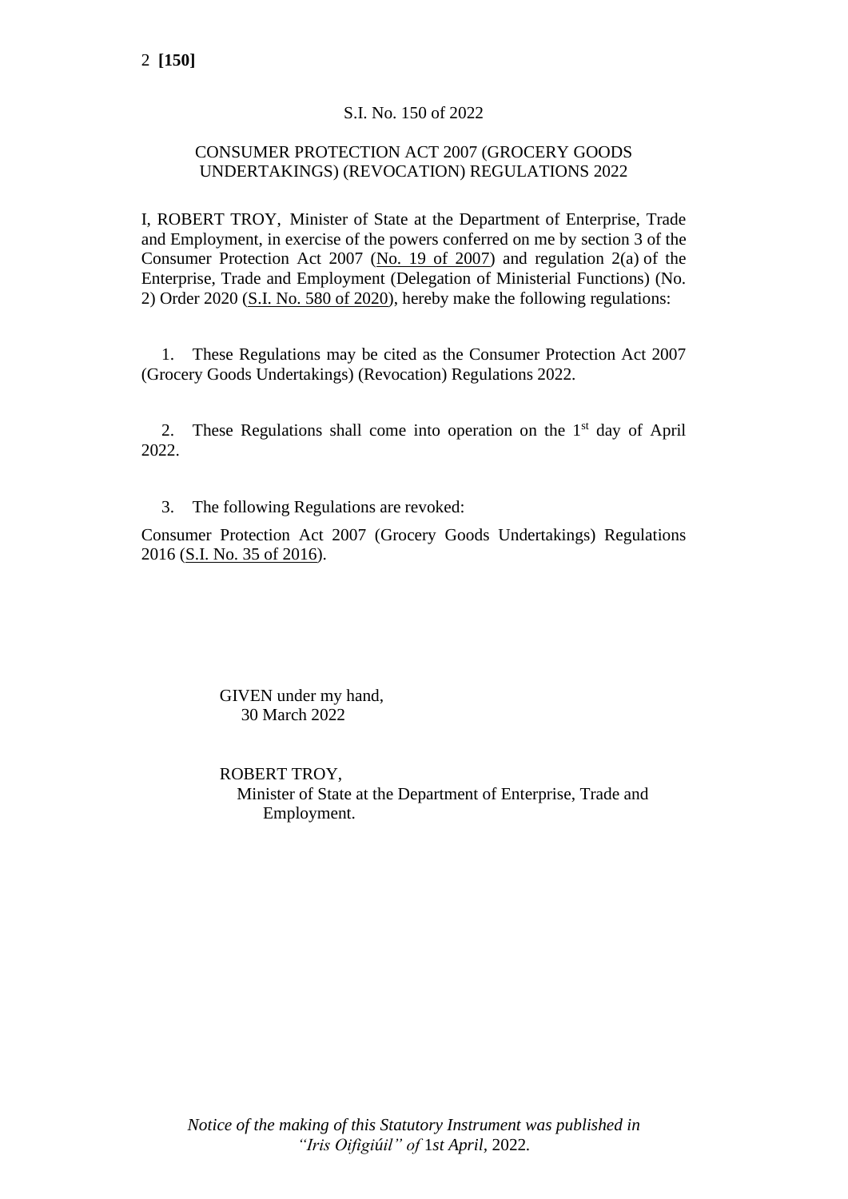S.I. No. 150 of 2022

# CONSUMER PROTECTION ACT 2007 (GROCERY GOODS UNDERTAKINGS) (REVOCATION) REGULATIONS 2022

I, ROBERT TROY, Minister of State at the Department of Enterprise, Trade and Employment, in exercise of the powers conferred on me by section 3 of the Consumer Protection Act 2007 (No. 19 of 2007) and regulation 2(a) of the Enterprise, Trade and Employment (Delegation of Ministerial Functions) (No. 2) Order 2020 (S.I. No. 580 of 2020), hereby make the following regulations:

1. These Regulations may be cited as the Consumer Protection Act 2007 (Grocery Goods Undertakings) (Revocation) Regulations 2022.

2. These Regulations shall come into operation on the 1st day of April 2022.

3. The following Regulations are revoked:

Consumer Protection Act 2007 (Grocery Goods Undertakings) Regulations 2016 (S.I. No. 35 of 2016).

GIVEN under my hand,
30 March 2022

ROBERT TROY,
Minister of State at the Department of Enterprise, Trade and Employment.

*Notice of the making of this Statutory Instrument was published in "Iris Oifigiúil" of 1st April, 2022.*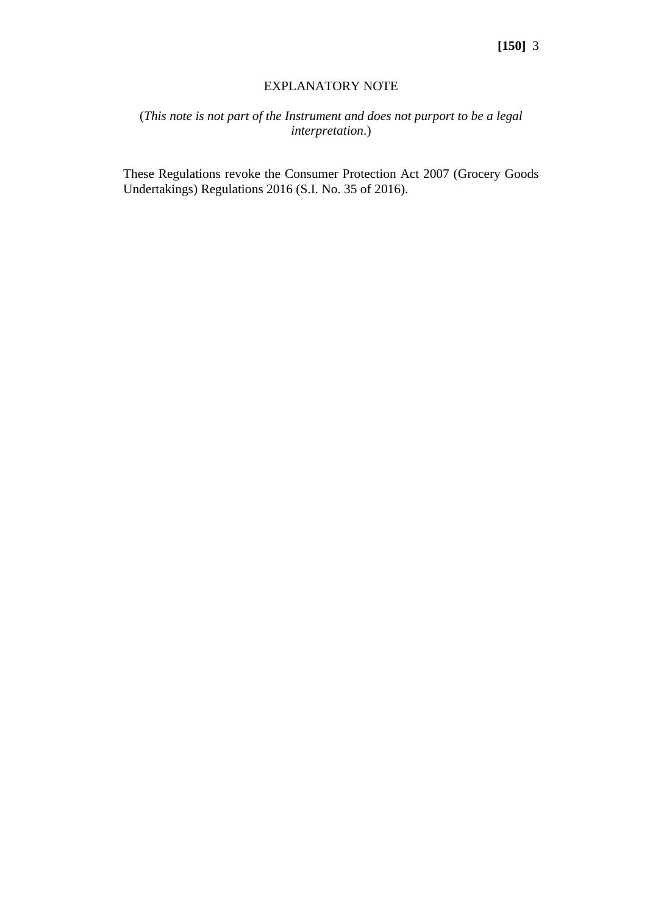## EXPLANATORY NOTE

(*This note is not part of the Instrument and does not purport to be a legal interpretation*.)

These Regulations revoke the Consumer Protection Act 2007 (Grocery Goods Undertakings) Regulations 2016 (S.I. No. 35 of 2016).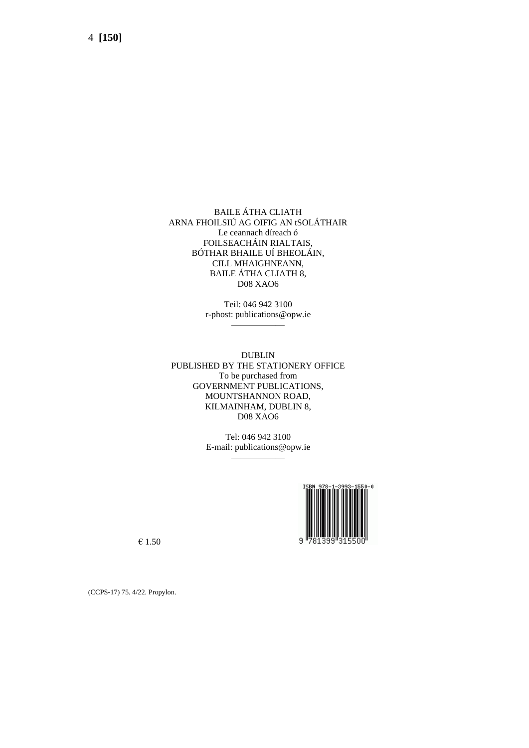**[150]**

BAILE ÁTHA CLIATH
ARNA FHOILSIÚ AG OIFIG AN tSOLÁTHAIR
Le ceannach díreach ó
FOILSEACHÁIN RIALTAIS,
BÓTHAR BHAILE UÍ BHEOLÁIN,
CILL MHAIGHNEANN,
BAILE ÁTHA CLIATH 8,
D08 XAO6

Teil: 046 942 3100
r-phost: publications@opw.ie

---

DUBLIN
PUBLISHED BY THE STATIONERY OFFICE
To be purchased from
GOVERNMENT PUBLICATIONS,
MOUNTSHANNON ROAD,
KILMAINHAM, DUBLIN 8,
D08 XAO6

Tel: 046 942 3100
E-mail: publications@opw.ie

---

ISBN 978-1-3993-1550-0

9 781399 315500

€ 1.50

(CCPS-17) 75. 4/22. Propylon.